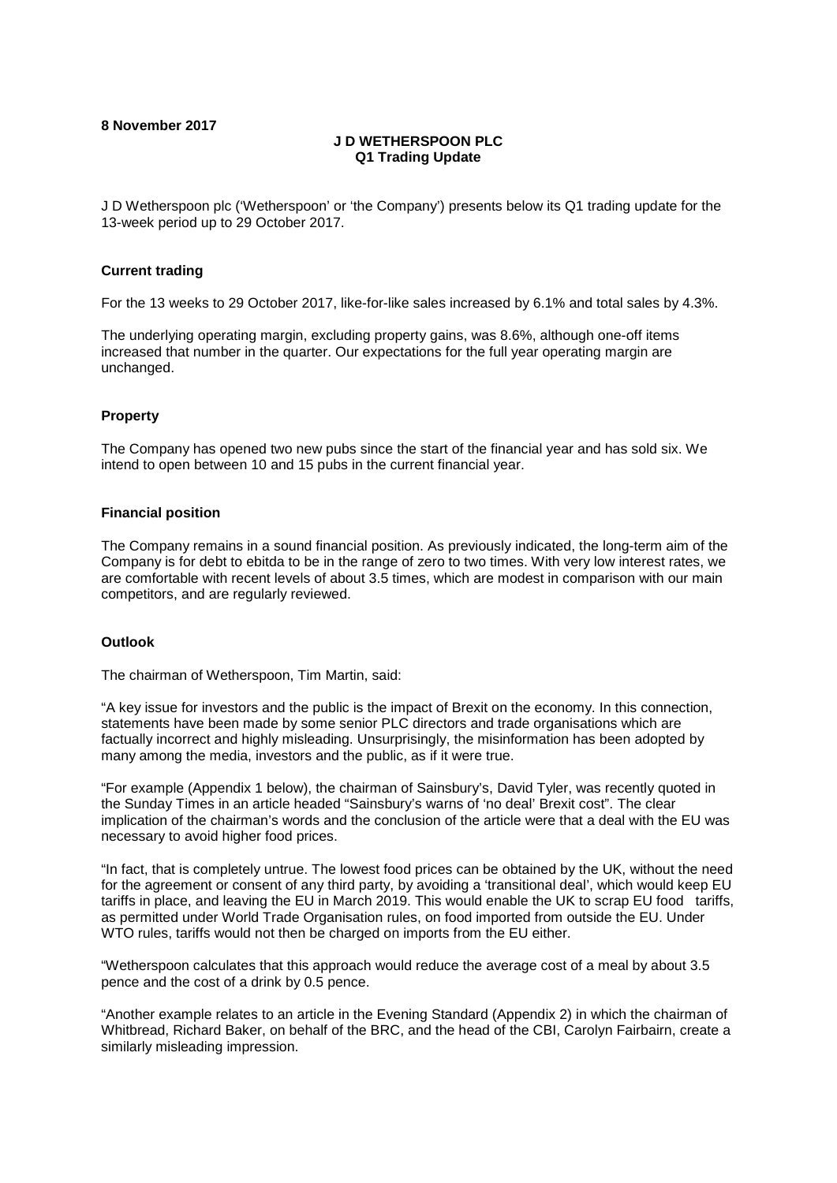**8 November 2017**

**J D WETHERSPOON PLC**
**Q1 Trading Update**

J D Wetherspoon plc ('Wetherspoon' or 'the Company') presents below its Q1 trading update for the 13-week period up to 29 October 2017.

**Current trading**

For the 13 weeks to 29 October 2017, like-for-like sales increased by 6.1% and total sales by 4.3%.

The underlying operating margin, excluding property gains, was 8.6%, although one-off items increased that number in the quarter. Our expectations for the full year operating margin are unchanged.

**Property**

The Company has opened two new pubs since the start of the financial year and has sold six. We intend to open between 10 and 15 pubs in the current financial year.

**Financial position**

The Company remains in a sound financial position. As previously indicated, the long-term aim of the Company is for debt to ebitda to be in the range of zero to two times. With very low interest rates, we are comfortable with recent levels of about 3.5 times, which are modest in comparison with our main competitors, and are regularly reviewed.

**Outlook**

The chairman of Wetherspoon, Tim Martin, said:

"A key issue for investors and the public is the impact of Brexit on the economy. In this connection, statements have been made by some senior PLC directors and trade organisations which are factually incorrect and highly misleading. Unsurprisingly, the misinformation has been adopted by many among the media, investors and the public, as if it were true.

"For example (Appendix 1 below), the chairman of Sainsbury's, David Tyler, was recently quoted in the Sunday Times in an article headed "Sainsbury's warns of 'no deal' Brexit cost". The clear implication of the chairman's words and the conclusion of the article were that a deal with the EU was necessary to avoid higher food prices.

"In fact, that is completely untrue. The lowest food prices can be obtained by the UK, without the need for the agreement or consent of any third party, by avoiding a 'transitional deal', which would keep EU tariffs in place, and leaving the EU in March 2019. This would enable the UK to scrap EU food tariffs, as permitted under World Trade Organisation rules, on food imported from outside the EU. Under WTO rules, tariffs would not then be charged on imports from the EU either.

"Wetherspoon calculates that this approach would reduce the average cost of a meal by about 3.5 pence and the cost of a drink by 0.5 pence.

"Another example relates to an article in the Evening Standard (Appendix 2) in which the chairman of Whitbread, Richard Baker, on behalf of the BRC, and the head of the CBI, Carolyn Fairbairn, create a similarly misleading impression.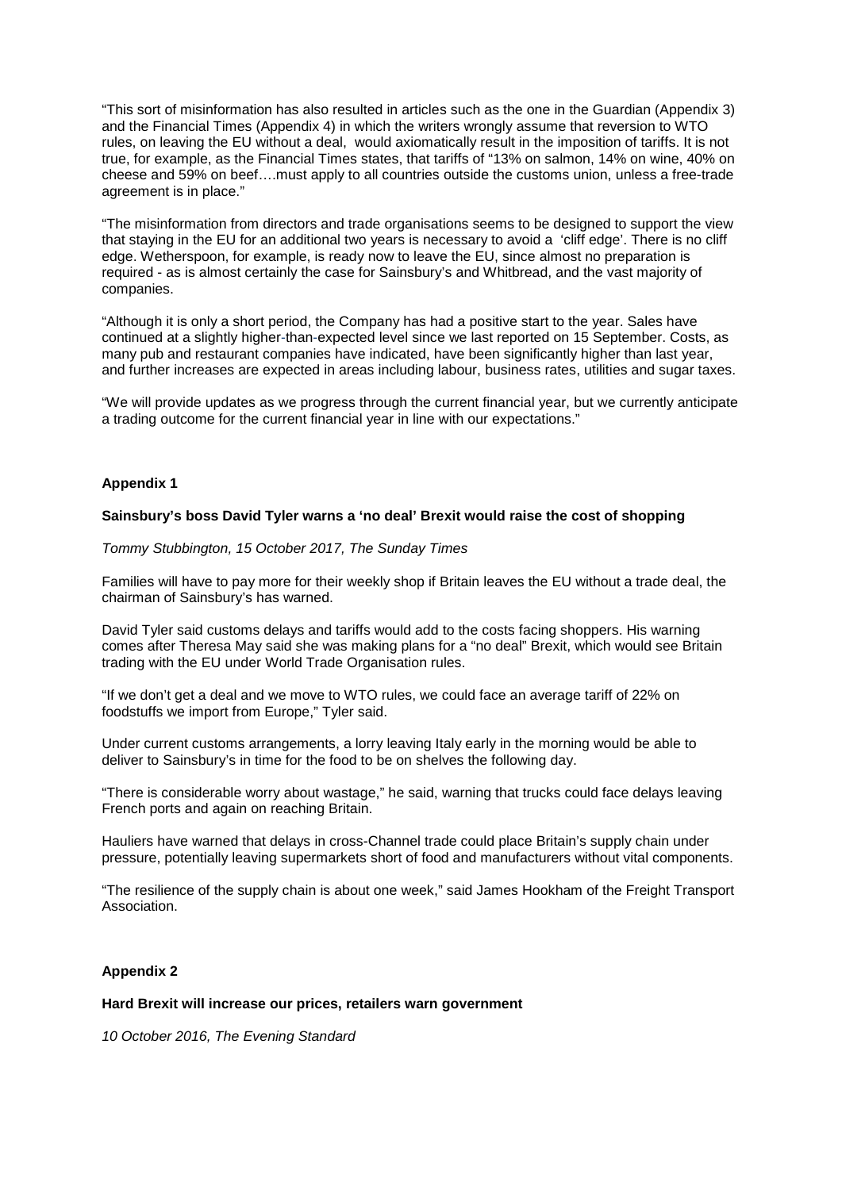"This sort of misinformation has also resulted in articles such as the one in the Guardian (Appendix 3) and the Financial Times (Appendix 4) in which the writers wrongly assume that reversion to WTO rules, on leaving the EU without a deal, would axiomatically result in the imposition of tariffs. It is not true, for example, as the Financial Times states, that tariffs of "13% on salmon, 14% on wine, 40% on cheese and 59% on beef….must apply to all countries outside the customs union, unless a free-trade agreement is in place."

"The misinformation from directors and trade organisations seems to be designed to support the view that staying in the EU for an additional two years is necessary to avoid a 'cliff edge'. There is no cliff edge. Wetherspoon, for example, is ready now to leave the EU, since almost no preparation is required - as is almost certainly the case for Sainsbury's and Whitbread, and the vast majority of companies.

"Although it is only a short period, the Company has had a positive start to the year. Sales have continued at a slightly higher-than-expected level since we last reported on 15 September. Costs, as many pub and restaurant companies have indicated, have been significantly higher than last year, and further increases are expected in areas including labour, business rates, utilities and sugar taxes.

"We will provide updates as we progress through the current financial year, but we currently anticipate a trading outcome for the current financial year in line with our expectations."

## Appendix 1

### Sainsbury's boss David Tyler warns a 'no deal' Brexit would raise the cost of shopping

*Tommy Stubbington, 15 October 2017, The Sunday Times*

Families will have to pay more for their weekly shop if Britain leaves the EU without a trade deal, the chairman of Sainsbury's has warned.

David Tyler said customs delays and tariffs would add to the costs facing shoppers. His warning comes after Theresa May said she was making plans for a "no deal" Brexit, which would see Britain trading with the EU under World Trade Organisation rules.

"If we don't get a deal and we move to WTO rules, we could face an average tariff of 22% on foodstuffs we import from Europe," Tyler said.

Under current customs arrangements, a lorry leaving Italy early in the morning would be able to deliver to Sainsbury's in time for the food to be on shelves the following day.

"There is considerable worry about wastage," he said, warning that trucks could face delays leaving French ports and again on reaching Britain.

Hauliers have warned that delays in cross-Channel trade could place Britain's supply chain under pressure, potentially leaving supermarkets short of food and manufacturers without vital components.

"The resilience of the supply chain is about one week," said James Hookham of the Freight Transport Association.

## Appendix 2

### Hard Brexit will increase our prices, retailers warn government

*10 October 2016, The Evening Standard*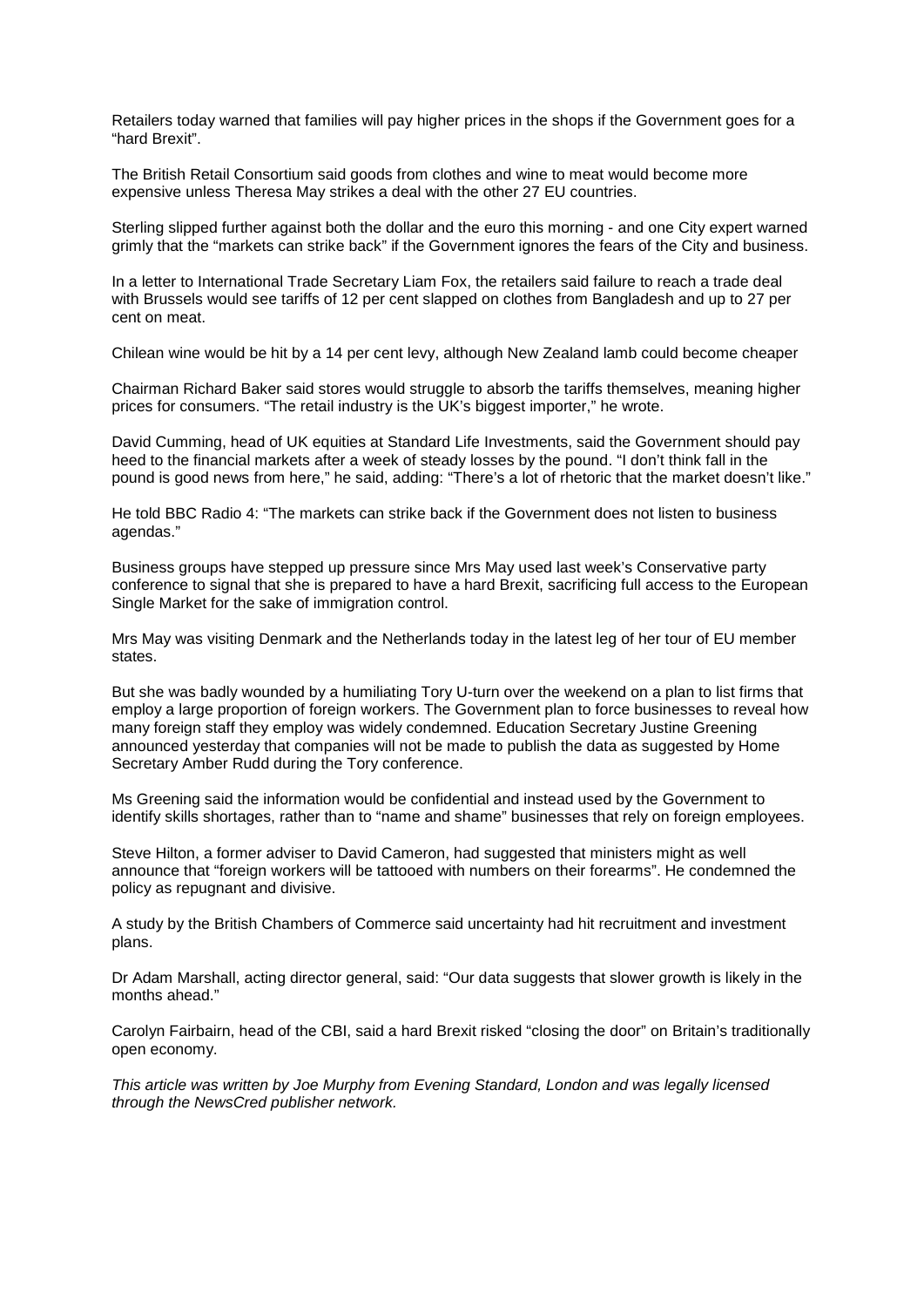Retailers today warned that families will pay higher prices in the shops if the Government goes for a "hard Brexit".

The British Retail Consortium said goods from clothes and wine to meat would become more expensive unless Theresa May strikes a deal with the other 27 EU countries.

Sterling slipped further against both the dollar and the euro this morning - and one City expert warned grimly that the "markets can strike back" if the Government ignores the fears of the City and business.

In a letter to International Trade Secretary Liam Fox, the retailers said failure to reach a trade deal with Brussels would see tariffs of 12 per cent slapped on clothes from Bangladesh and up to 27 per cent on meat.

Chilean wine would be hit by a 14 per cent levy, although New Zealand lamb could become cheaper

Chairman Richard Baker said stores would struggle to absorb the tariffs themselves, meaning higher prices for consumers. "The retail industry is the UK's biggest importer," he wrote.

David Cumming, head of UK equities at Standard Life Investments, said the Government should pay heed to the financial markets after a week of steady losses by the pound. "I don't think fall in the pound is good news from here," he said, adding: "There's a lot of rhetoric that the market doesn't like."

He told BBC Radio 4: "The markets can strike back if the Government does not listen to business agendas."

Business groups have stepped up pressure since Mrs May used last week's Conservative party conference to signal that she is prepared to have a hard Brexit, sacrificing full access to the European Single Market for the sake of immigration control.

Mrs May was visiting Denmark and the Netherlands today in the latest leg of her tour of EU member states.

But she was badly wounded by a humiliating Tory U-turn over the weekend on a plan to list firms that employ a large proportion of foreign workers. The Government plan to force businesses to reveal how many foreign staff they employ was widely condemned. Education Secretary Justine Greening announced yesterday that companies will not be made to publish the data as suggested by Home Secretary Amber Rudd during the Tory conference.

Ms Greening said the information would be confidential and instead used by the Government to identify skills shortages, rather than to "name and shame" businesses that rely on foreign employees.

Steve Hilton, a former adviser to David Cameron, had suggested that ministers might as well announce that "foreign workers will be tattooed with numbers on their forearms". He condemned the policy as repugnant and divisive.

A study by the British Chambers of Commerce said uncertainty had hit recruitment and investment plans.

Dr Adam Marshall, acting director general, said: "Our data suggests that slower growth is likely in the months ahead."

Carolyn Fairbairn, head of the CBI, said a hard Brexit risked "closing the door" on Britain's traditionally open economy.

*This article was written by Joe Murphy from Evening Standard, London and was legally licensed through the NewsCred publisher network.*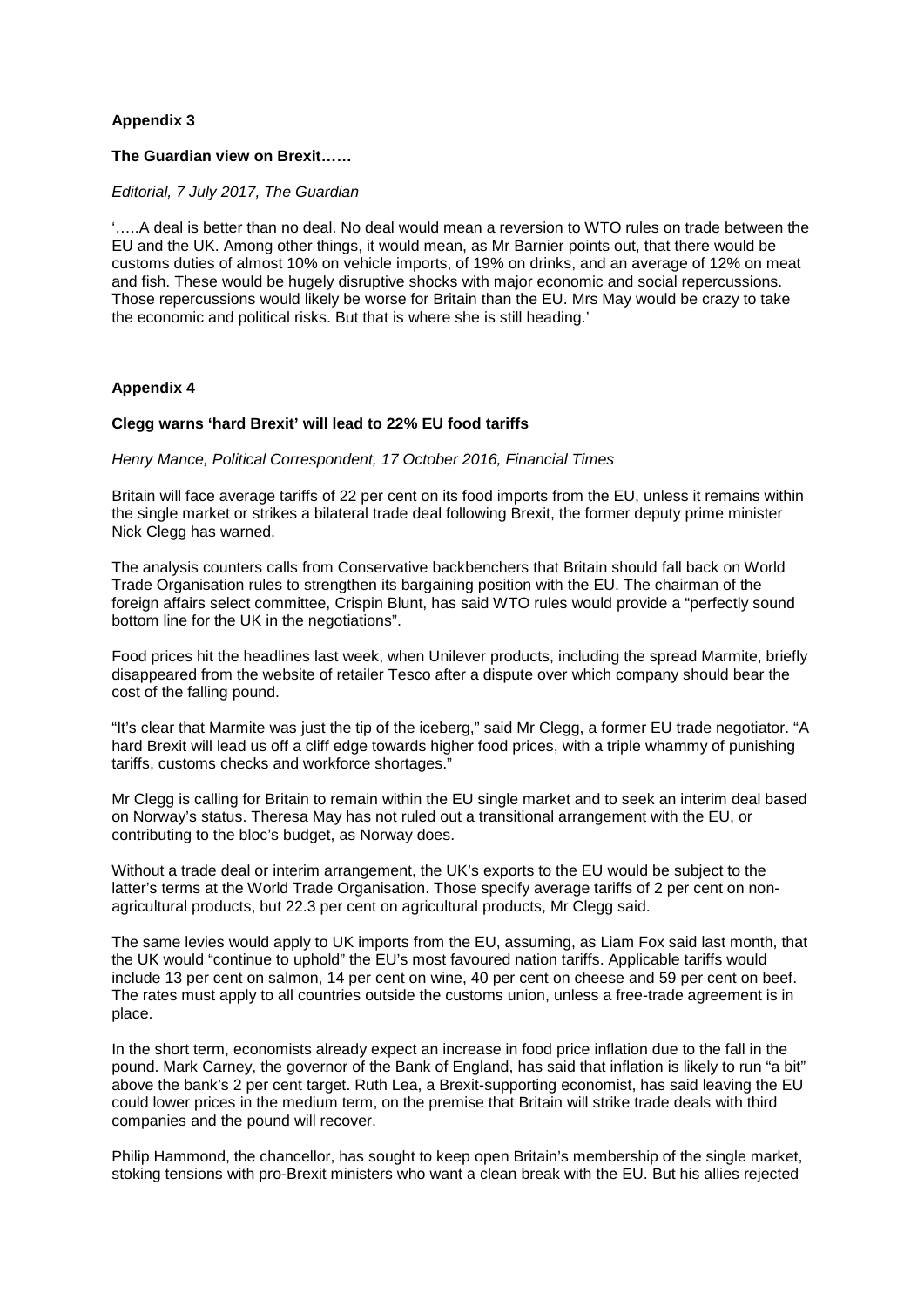**Appendix 3**

**The Guardian view on Brexit……**

*Editorial, 7 July 2017, The Guardian*

'…..A deal is better than no deal. No deal would mean a reversion to WTO rules on trade between the EU and the UK. Among other things, it would mean, as Mr Barnier points out, that there would be customs duties of almost 10% on vehicle imports, of 19% on drinks, and an average of 12% on meat and fish. These would be hugely disruptive shocks with major economic and social repercussions. Those repercussions would likely be worse for Britain than the EU. Mrs May would be crazy to take the economic and political risks. But that is where she is still heading.'

**Appendix 4**

**Clegg warns 'hard Brexit' will lead to 22% EU food tariffs**

*Henry Mance, Political Correspondent, 17 October 2016, Financial Times*

Britain will face average tariffs of 22 per cent on its food imports from the EU, unless it remains within the single market or strikes a bilateral trade deal following Brexit, the former deputy prime minister Nick Clegg has warned.

The analysis counters calls from Conservative backbenchers that Britain should fall back on World Trade Organisation rules to strengthen its bargaining position with the EU. The chairman of the foreign affairs select committee, Crispin Blunt, has said WTO rules would provide a "perfectly sound bottom line for the UK in the negotiations".

Food prices hit the headlines last week, when Unilever products, including the spread Marmite, briefly disappeared from the website of retailer Tesco after a dispute over which company should bear the cost of the falling pound.

"It's clear that Marmite was just the tip of the iceberg," said Mr Clegg, a former EU trade negotiator. "A hard Brexit will lead us off a cliff edge towards higher food prices, with a triple whammy of punishing tariffs, customs checks and workforce shortages."

Mr Clegg is calling for Britain to remain within the EU single market and to seek an interim deal based on Norway's status. Theresa May has not ruled out a transitional arrangement with the EU, or contributing to the bloc's budget, as Norway does.

Without a trade deal or interim arrangement, the UK's exports to the EU would be subject to the latter's terms at the World Trade Organisation. Those specify average tariffs of 2 per cent on non-agricultural products, but 22.3 per cent on agricultural products, Mr Clegg said.

The same levies would apply to UK imports from the EU, assuming, as Liam Fox said last month, that the UK would "continue to uphold" the EU's most favoured nation tariffs. Applicable tariffs would include 13 per cent on salmon, 14 per cent on wine, 40 per cent on cheese and 59 per cent on beef. The rates must apply to all countries outside the customs union, unless a free-trade agreement is in place.

In the short term, economists already expect an increase in food price inflation due to the fall in the pound. Mark Carney, the governor of the Bank of England, has said that inflation is likely to run "a bit" above the bank's 2 per cent target. Ruth Lea, a Brexit-supporting economist, has said leaving the EU could lower prices in the medium term, on the premise that Britain will strike trade deals with third companies and the pound will recover.

Philip Hammond, the chancellor, has sought to keep open Britain's membership of the single market, stoking tensions with pro-Brexit ministers who want a clean break with the EU. But his allies rejected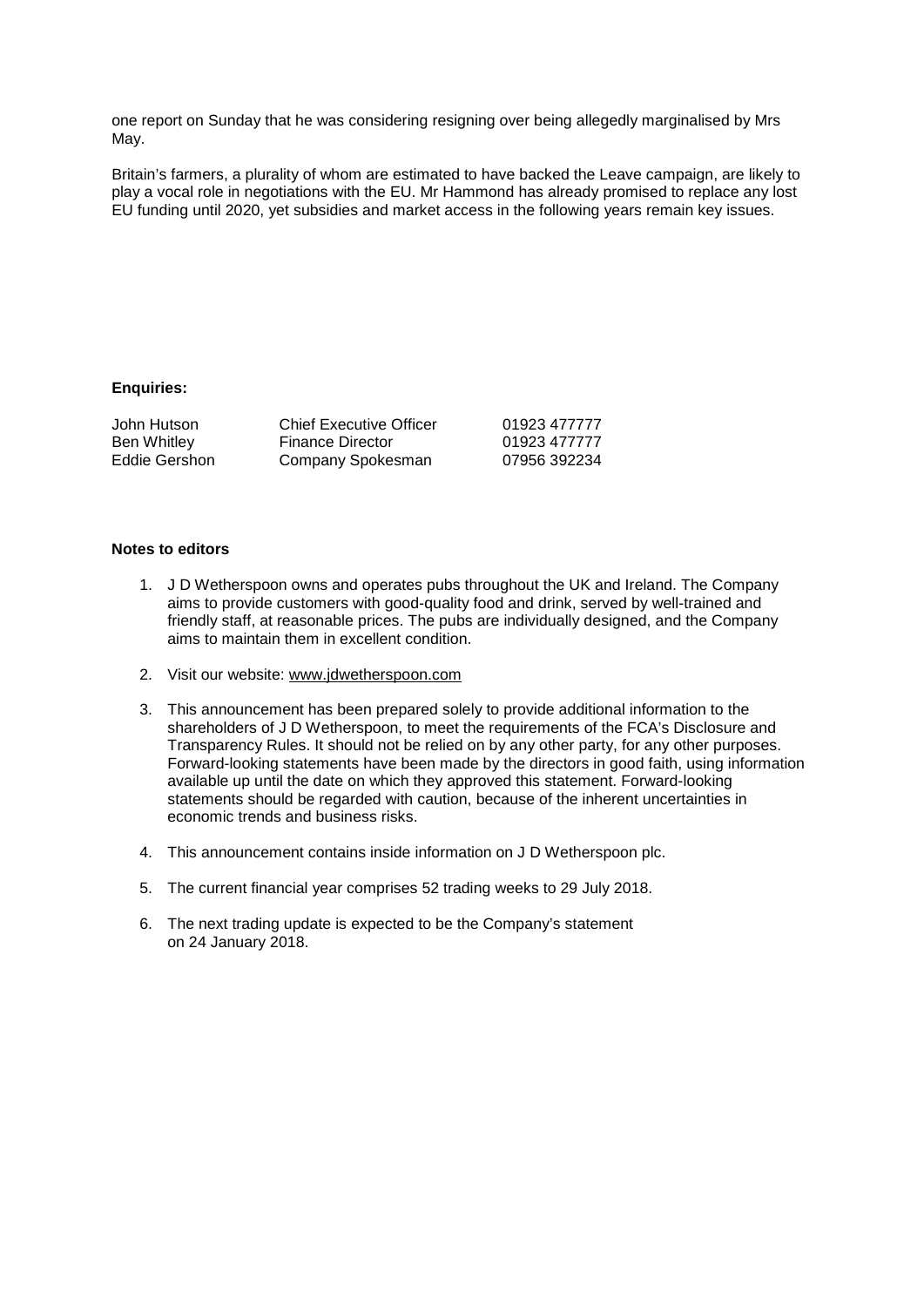one report on Sunday that he was considering resigning over being allegedly marginalised by Mrs May.

Britain's farmers, a plurality of whom are estimated to have backed the Leave campaign, are likely to play a vocal role in negotiations with the EU. Mr Hammond has already promised to replace any lost EU funding until 2020, yet subsidies and market access in the following years remain key issues.

**Enquiries:**

| | | |
|---|---|---|
| John Hutson | Chief Executive Officer | 01923 477777 |
| Ben Whitley | Finance Director | 01923 477777 |
| Eddie Gershon | Company Spokesman | 07956 392234 |

**Notes to editors**

1. J D Wetherspoon owns and operates pubs throughout the UK and Ireland. The Company aims to provide customers with good-quality food and drink, served by well-trained and friendly staff, at reasonable prices. The pubs are individually designed, and the Company aims to maintain them in excellent condition.

2. Visit our website: www.jdwetherspoon.com

3. This announcement has been prepared solely to provide additional information to the shareholders of J D Wetherspoon, to meet the requirements of the FCA's Disclosure and Transparency Rules. It should not be relied on by any other party, for any other purposes. Forward-looking statements have been made by the directors in good faith, using information available up until the date on which they approved this statement. Forward-looking statements should be regarded with caution, because of the inherent uncertainties in economic trends and business risks.

4. This announcement contains inside information on J D Wetherspoon plc.

5. The current financial year comprises 52 trading weeks to 29 July 2018.

6. The next trading update is expected to be the Company's statement on 24 January 2018.